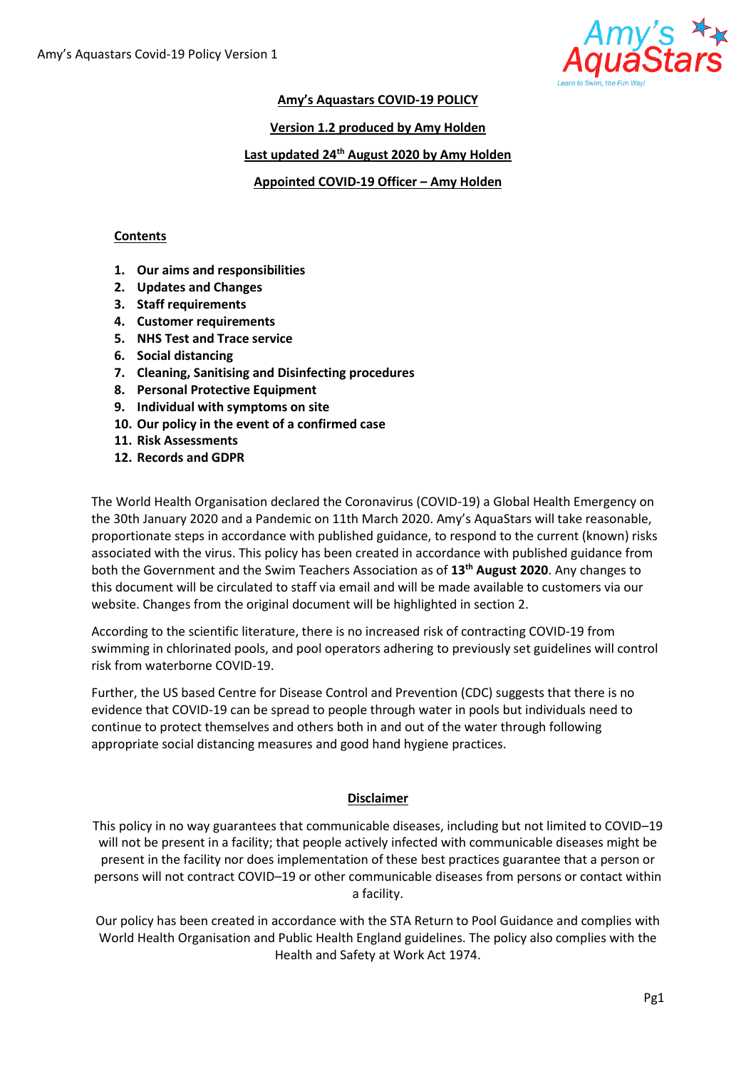**Amy's Aquastars COVID-19 POLICY**

**Version 1.2 produced by Amy Holden**

**Last updated 24th August 2020 by Amy Holden**

**Appointed COVID-19 Officer – Amy Holden**

**Contents**

1. **Our aims and responsibilities**
2. **Updates and Changes**
3. **Staff requirements**
4. **Customer requirements**
5. **NHS Test and Trace service**
6. **Social distancing**
7. **Cleaning, Sanitising and Disinfecting procedures**
8. **Personal Protective Equipment**
9. **Individual with symptoms on site**
10. **Our policy in the event of a confirmed case**
11. **Risk Assessments**
12. **Records and GDPR**

The World Health Organisation declared the Coronavirus (COVID-19) a Global Health Emergency on the 30th January 2020 and a Pandemic on 11th March 2020. Amy's AquaStars will take reasonable, proportionate steps in accordance with published guidance, to respond to the current (known) risks associated with the virus. This policy has been created in accordance with published guidance from both the Government and the Swim Teachers Association as of **13th August 2020**. Any changes to this document will be circulated to staff via email and will be made available to customers via our website. Changes from the original document will be highlighted in section 2.

According to the scientific literature, there is no increased risk of contracting COVID-19 from swimming in chlorinated pools, and pool operators adhering to previously set guidelines will control risk from waterborne COVID-19.

Further, the US based Centre for Disease Control and Prevention (CDC) suggests that there is no evidence that COVID-19 can be spread to people through water in pools but individuals need to continue to protect themselves and others both in and out of the water through following appropriate social distancing measures and good hand hygiene practices.

**Disclaimer**

This policy in no way guarantees that communicable diseases, including but not limited to COVID–19 will not be present in a facility; that people actively infected with communicable diseases might be present in the facility nor does implementation of these best practices guarantee that a person or persons will not contract COVID–19 or other communicable diseases from persons or contact within a facility.

Our policy has been created in accordance with the STA Return to Pool Guidance and complies with World Health Organisation and Public Health England guidelines. The policy also complies with the Health and Safety at Work Act 1974.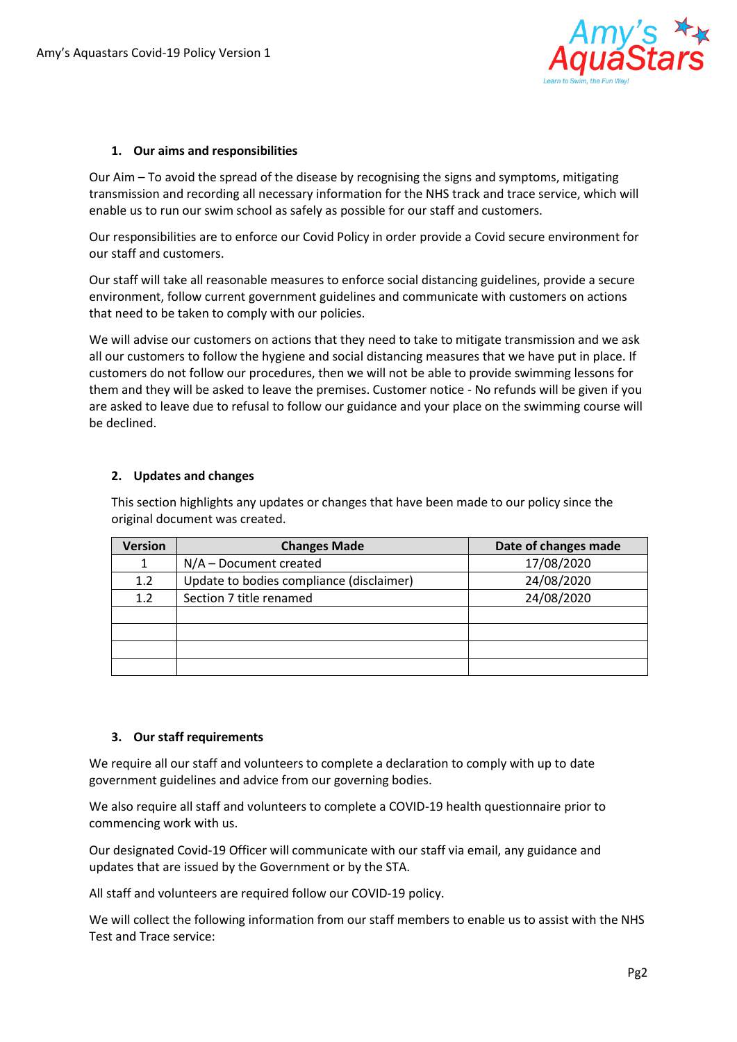## 1. Our aims and responsibilities

Our Aim – To avoid the spread of the disease by recognising the signs and symptoms, mitigating transmission and recording all necessary information for the NHS track and trace service, which will enable us to run our swim school as safely as possible for our staff and customers.

Our responsibilities are to enforce our Covid Policy in order provide a Covid secure environment for our staff and customers.

Our staff will take all reasonable measures to enforce social distancing guidelines, provide a secure environment, follow current government guidelines and communicate with customers on actions that need to be taken to comply with our policies.

We will advise our customers on actions that they need to take to mitigate transmission and we ask all our customers to follow the hygiene and social distancing measures that we have put in place. If customers do not follow our procedures, then we will not be able to provide swimming lessons for them and they will be asked to leave the premises. Customer notice - No refunds will be given if you are asked to leave due to refusal to follow our guidance and your place on the swimming course will be declined.

## 2. Updates and changes

This section highlights any updates or changes that have been made to our policy since the original document was created.

| Version | Changes Made | Date of changes made |
|---|---|---|
| 1 | N/A – Document created | 17/08/2020 |
| 1.2 | Update to bodies compliance (disclaimer) | 24/08/2020 |
| 1.2 | Section 7 title renamed | 24/08/2020 |
| | | |
| | | |
| | | |
| | | |

## 3. Our staff requirements

We require all our staff and volunteers to complete a declaration to comply with up to date government guidelines and advice from our governing bodies.

We also require all staff and volunteers to complete a COVID-19 health questionnaire prior to commencing work with us.

Our designated Covid-19 Officer will communicate with our staff via email, any guidance and updates that are issued by the Government or by the STA.

All staff and volunteers are required follow our COVID-19 policy.

We will collect the following information from our staff members to enable us to assist with the NHS Test and Trace service: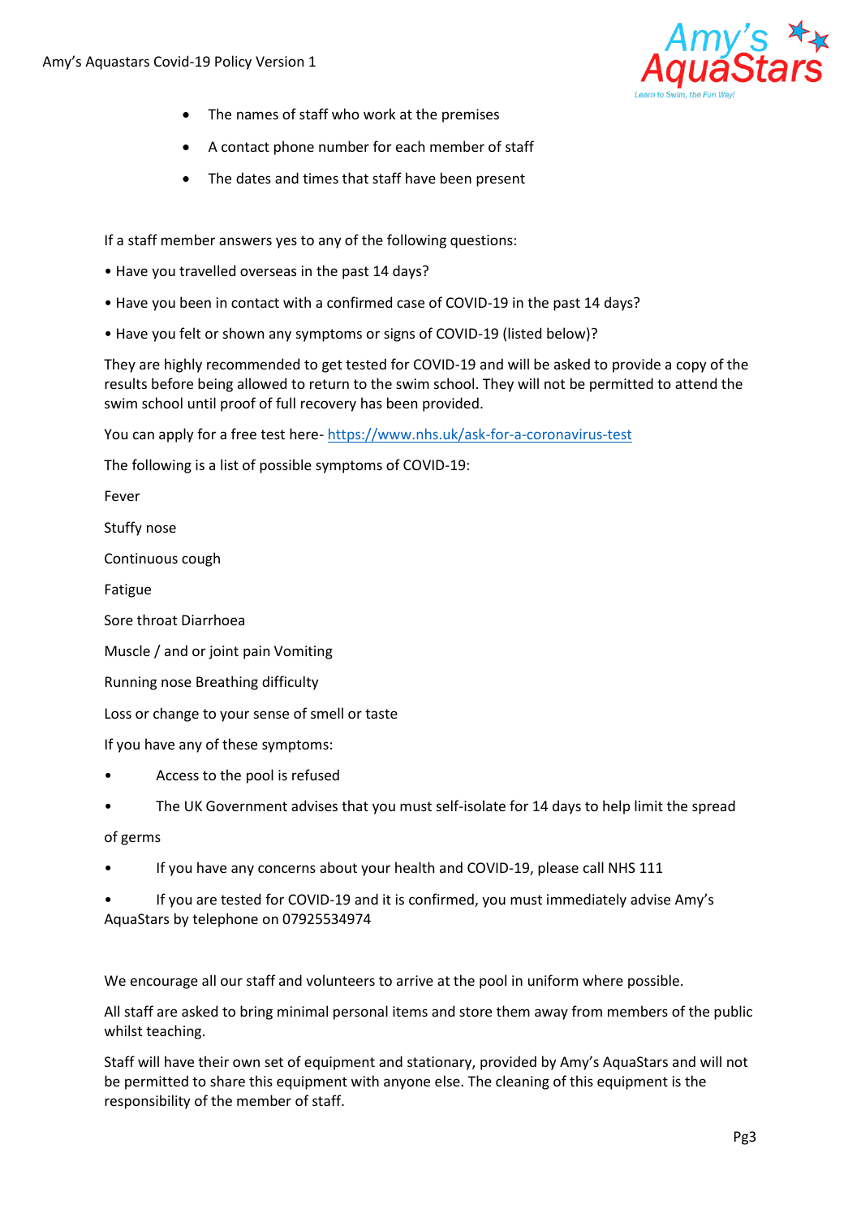- The names of staff who work at the premises
- A contact phone number for each member of staff
- The dates and times that staff have been present

If a staff member answers yes to any of the following questions:

• Have you travelled overseas in the past 14 days?

• Have you been in contact with a confirmed case of COVID-19 in the past 14 days?

• Have you felt or shown any symptoms or signs of COVID-19 (listed below)?

They are highly recommended to get tested for COVID-19 and will be asked to provide a copy of the results before being allowed to return to the swim school. They will not be permitted to attend the swim school until proof of full recovery has been provided.

You can apply for a free test here- https://www.nhs.uk/ask-for-a-coronavirus-test

The following is a list of possible symptoms of COVID-19:

Fever

Stuffy nose

Continuous cough

Fatigue

Sore throat Diarrhoea

Muscle / and or joint pain Vomiting

Running nose Breathing difficulty

Loss or change to your sense of smell or taste

If you have any of these symptoms:

- Access to the pool is refused
- The UK Government advises that you must self-isolate for 14 days to help limit the spread of germs
- If you have any concerns about your health and COVID-19, please call NHS 111
- If you are tested for COVID-19 and it is confirmed, you must immediately advise Amy's AquaStars by telephone on 07925534974

We encourage all our staff and volunteers to arrive at the pool in uniform where possible.

All staff are asked to bring minimal personal items and store them away from members of the public whilst teaching.

Staff will have their own set of equipment and stationary, provided by Amy's AquaStars and will not be permitted to share this equipment with anyone else. The cleaning of this equipment is the responsibility of the member of staff.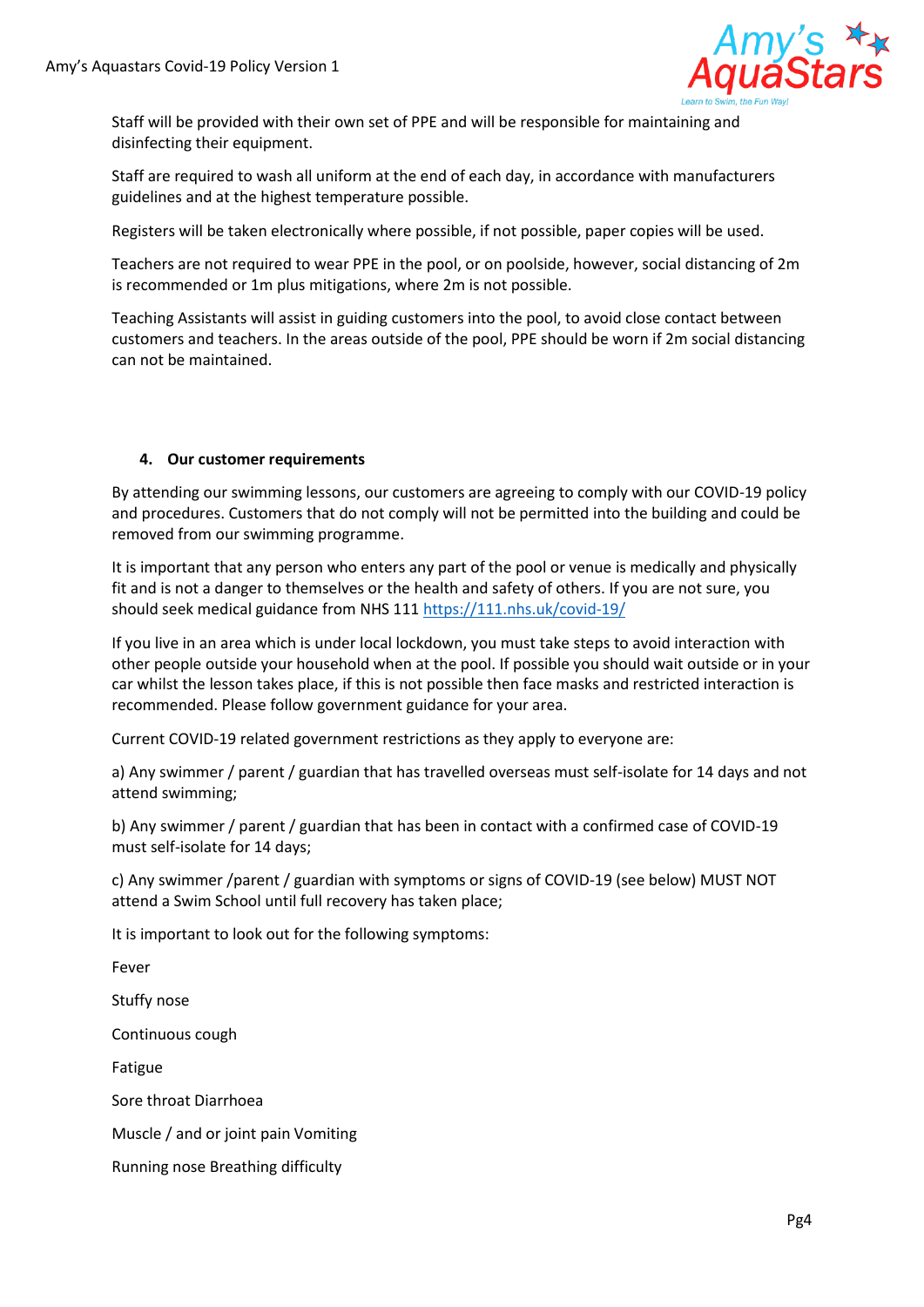Staff will be provided with their own set of PPE and will be responsible for maintaining and disinfecting their equipment.

Staff are required to wash all uniform at the end of each day, in accordance with manufacturers guidelines and at the highest temperature possible.

Registers will be taken electronically where possible, if not possible, paper copies will be used.

Teachers are not required to wear PPE in the pool, or on poolside, however, social distancing of 2m is recommended or 1m plus mitigations, where 2m is not possible.

Teaching Assistants will assist in guiding customers into the pool, to avoid close contact between customers and teachers. In the areas outside of the pool, PPE should be worn if 2m social distancing can not be maintained.

## 4. Our customer requirements

By attending our swimming lessons, our customers are agreeing to comply with our COVID-19 policy and procedures. Customers that do not comply will not be permitted into the building and could be removed from our swimming programme.

It is important that any person who enters any part of the pool or venue is medically and physically fit and is not a danger to themselves or the health and safety of others. If you are not sure, you should seek medical guidance from NHS 111 https://111.nhs.uk/covid-19/

If you live in an area which is under local lockdown, you must take steps to avoid interaction with other people outside your household when at the pool. If possible you should wait outside or in your car whilst the lesson takes place, if this is not possible then face masks and restricted interaction is recommended. Please follow government guidance for your area.

Current COVID-19 related government restrictions as they apply to everyone are:

a) Any swimmer / parent / guardian that has travelled overseas must self-isolate for 14 days and not attend swimming;

b) Any swimmer / parent / guardian that has been in contact with a confirmed case of COVID-19 must self-isolate for 14 days;

c) Any swimmer /parent / guardian with symptoms or signs of COVID-19 (see below) MUST NOT attend a Swim School until full recovery has taken place;

It is important to look out for the following symptoms:

Fever

Stuffy nose

Continuous cough

Fatigue

Sore throat Diarrhoea

Muscle / and or joint pain Vomiting

Running nose Breathing difficulty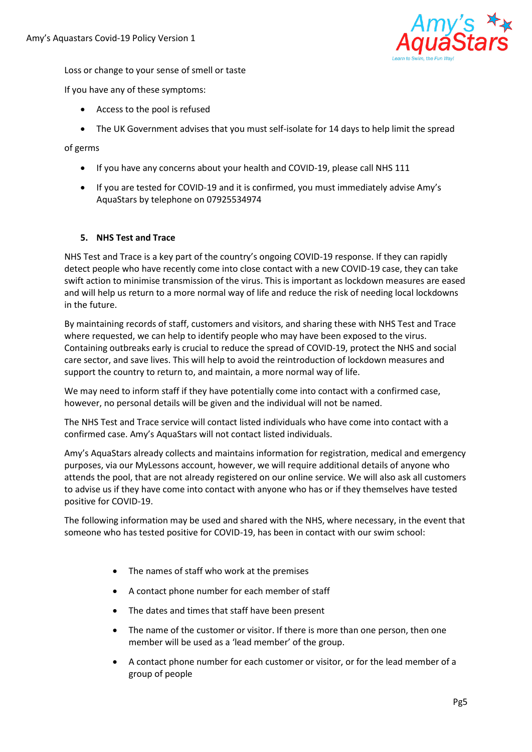Loss or change to your sense of smell or taste

If you have any of these symptoms:

- Access to the pool is refused
- The UK Government advises that you must self-isolate for 14 days to help limit the spread

of germs

- If you have any concerns about your health and COVID-19, please call NHS 111
- If you are tested for COVID-19 and it is confirmed, you must immediately advise Amy's AquaStars by telephone on 07925534974

## 5. NHS Test and Trace

NHS Test and Trace is a key part of the country's ongoing COVID-19 response. If they can rapidly detect people who have recently come into close contact with a new COVID-19 case, they can take swift action to minimise transmission of the virus. This is important as lockdown measures are eased and will help us return to a more normal way of life and reduce the risk of needing local lockdowns in the future.

By maintaining records of staff, customers and visitors, and sharing these with NHS Test and Trace where requested, we can help to identify people who may have been exposed to the virus. Containing outbreaks early is crucial to reduce the spread of COVID-19, protect the NHS and social care sector, and save lives. This will help to avoid the reintroduction of lockdown measures and support the country to return to, and maintain, a more normal way of life.

We may need to inform staff if they have potentially come into contact with a confirmed case, however, no personal details will be given and the individual will not be named.

The NHS Test and Trace service will contact listed individuals who have come into contact with a confirmed case. Amy's AquaStars will not contact listed individuals.

Amy's AquaStars already collects and maintains information for registration, medical and emergency purposes, via our MyLessons account, however, we will require additional details of anyone who attends the pool, that are not already registered on our online service. We will also ask all customers to advise us if they have come into contact with anyone who has or if they themselves have tested positive for COVID-19.

The following information may be used and shared with the NHS, where necessary, in the event that someone who has tested positive for COVID-19, has been in contact with our swim school:

- The names of staff who work at the premises
- A contact phone number for each member of staff
- The dates and times that staff have been present
- The name of the customer or visitor. If there is more than one person, then one member will be used as a 'lead member' of the group.
- A contact phone number for each customer or visitor, or for the lead member of a group of people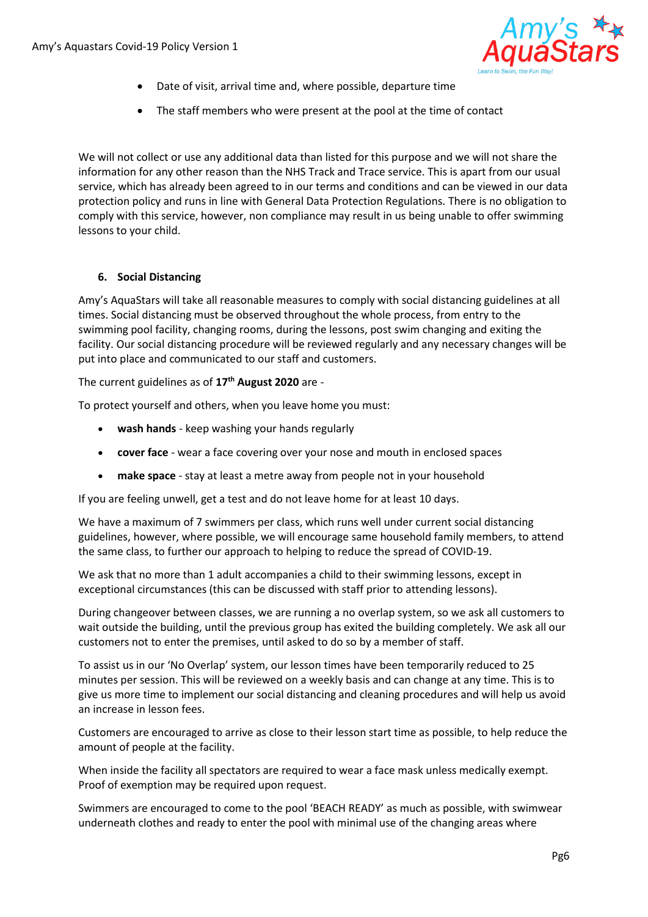- Date of visit, arrival time and, where possible, departure time
- The staff members who were present at the pool at the time of contact

We will not collect or use any additional data than listed for this purpose and we will not share the information for any other reason than the NHS Track and Trace service. This is apart from our usual service, which has already been agreed to in our terms and conditions and can be viewed in our data protection policy and runs in line with General Data Protection Regulations. There is no obligation to comply with this service, however, non compliance may result in us being unable to offer swimming lessons to your child.

## 6. Social Distancing

Amy's AquaStars will take all reasonable measures to comply with social distancing guidelines at all times. Social distancing must be observed throughout the whole process, from entry to the swimming pool facility, changing rooms, during the lessons, post swim changing and exiting the facility. Our social distancing procedure will be reviewed regularly and any necessary changes will be put into place and communicated to our staff and customers.

The current guidelines as of **17th August 2020** are -

To protect yourself and others, when you leave home you must:

- **wash hands** - keep washing your hands regularly
- **cover face** - wear a face covering over your nose and mouth in enclosed spaces
- **make space** - stay at least a metre away from people not in your household

If you are feeling unwell, get a test and do not leave home for at least 10 days.

We have a maximum of 7 swimmers per class, which runs well under current social distancing guidelines, however, where possible, we will encourage same household family members, to attend the same class, to further our approach to helping to reduce the spread of COVID-19.

We ask that no more than 1 adult accompanies a child to their swimming lessons, except in exceptional circumstances (this can be discussed with staff prior to attending lessons).

During changeover between classes, we are running a no overlap system, so we ask all customers to wait outside the building, until the previous group has exited the building completely. We ask all our customers not to enter the premises, until asked to do so by a member of staff.

To assist us in our 'No Overlap' system, our lesson times have been temporarily reduced to 25 minutes per session. This will be reviewed on a weekly basis and can change at any time. This is to give us more time to implement our social distancing and cleaning procedures and will help us avoid an increase in lesson fees.

Customers are encouraged to arrive as close to their lesson start time as possible, to help reduce the amount of people at the facility.

When inside the facility all spectators are required to wear a face mask unless medically exempt. Proof of exemption may be required upon request.

Swimmers are encouraged to come to the pool 'BEACH READY' as much as possible, with swimwear underneath clothes and ready to enter the pool with minimal use of the changing areas where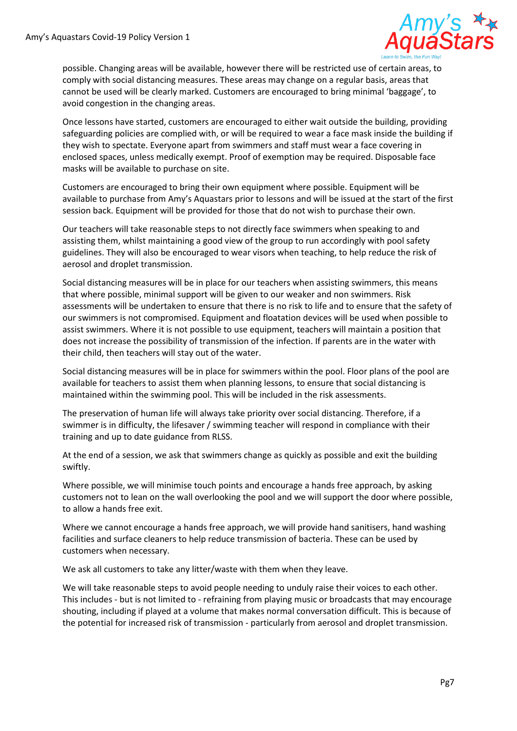possible. Changing areas will be available, however there will be restricted use of certain areas, to comply with social distancing measures. These areas may change on a regular basis, areas that cannot be used will be clearly marked. Customers are encouraged to bring minimal 'baggage', to avoid congestion in the changing areas.

Once lessons have started, customers are encouraged to either wait outside the building, providing safeguarding policies are complied with, or will be required to wear a face mask inside the building if they wish to spectate. Everyone apart from swimmers and staff must wear a face covering in enclosed spaces, unless medically exempt. Proof of exemption may be required. Disposable face masks will be available to purchase on site.

Customers are encouraged to bring their own equipment where possible. Equipment will be available to purchase from Amy's Aquastars prior to lessons and will be issued at the start of the first session back. Equipment will be provided for those that do not wish to purchase their own.

Our teachers will take reasonable steps to not directly face swimmers when speaking to and assisting them, whilst maintaining a good view of the group to run accordingly with pool safety guidelines. They will also be encouraged to wear visors when teaching, to help reduce the risk of aerosol and droplet transmission.

Social distancing measures will be in place for our teachers when assisting swimmers, this means that where possible, minimal support will be given to our weaker and non swimmers. Risk assessments will be undertaken to ensure that there is no risk to life and to ensure that the safety of our swimmers is not compromised. Equipment and floatation devices will be used when possible to assist swimmers. Where it is not possible to use equipment, teachers will maintain a position that does not increase the possibility of transmission of the infection. If parents are in the water with their child, then teachers will stay out of the water.

Social distancing measures will be in place for swimmers within the pool. Floor plans of the pool are available for teachers to assist them when planning lessons, to ensure that social distancing is maintained within the swimming pool. This will be included in the risk assessments.

The preservation of human life will always take priority over social distancing. Therefore, if a swimmer is in difficulty, the lifesaver / swimming teacher will respond in compliance with their training and up to date guidance from RLSS.

At the end of a session, we ask that swimmers change as quickly as possible and exit the building swiftly.

Where possible, we will minimise touch points and encourage a hands free approach, by asking customers not to lean on the wall overlooking the pool and we will support the door where possible, to allow a hands free exit.

Where we cannot encourage a hands free approach, we will provide hand sanitisers, hand washing facilities and surface cleaners to help reduce transmission of bacteria. These can be used by customers when necessary.

We ask all customers to take any litter/waste with them when they leave.

We will take reasonable steps to avoid people needing to unduly raise their voices to each other. This includes - but is not limited to - refraining from playing music or broadcasts that may encourage shouting, including if played at a volume that makes normal conversation difficult. This is because of the potential for increased risk of transmission - particularly from aerosol and droplet transmission.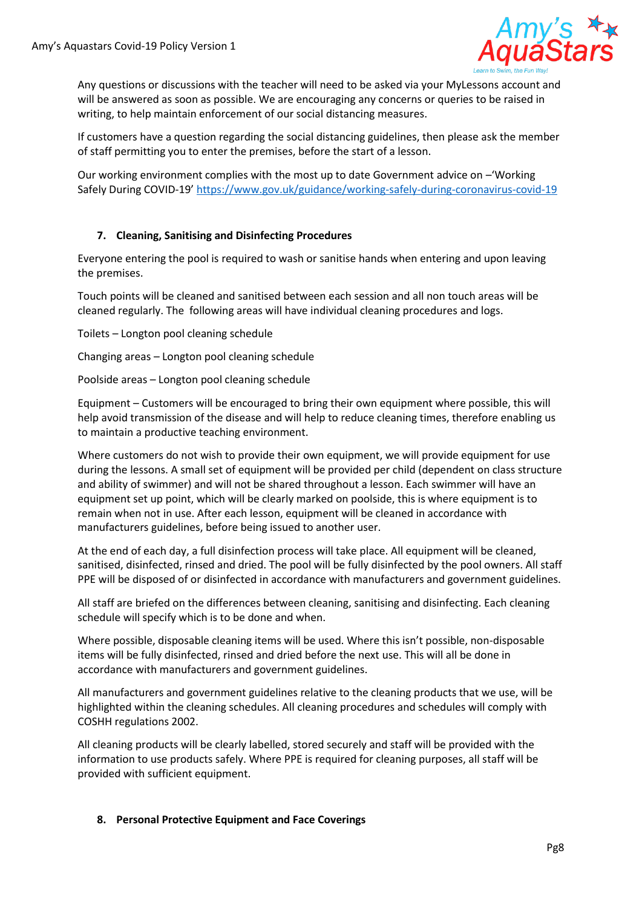Any questions or discussions with the teacher will need to be asked via your MyLessons account and will be answered as soon as possible. We are encouraging any concerns or queries to be raised in writing, to help maintain enforcement of our social distancing measures.

If customers have a question regarding the social distancing guidelines, then please ask the member of staff permitting you to enter the premises, before the start of a lesson.

Our working environment complies with the most up to date Government advice on –'Working Safely During COVID-19' https://www.gov.uk/guidance/working-safely-during-coronavirus-covid-19

## 7. Cleaning, Sanitising and Disinfecting Procedures

Everyone entering the pool is required to wash or sanitise hands when entering and upon leaving the premises.

Touch points will be cleaned and sanitised between each session and all non touch areas will be cleaned regularly. The following areas will have individual cleaning procedures and logs.

Toilets – Longton pool cleaning schedule

Changing areas – Longton pool cleaning schedule

Poolside areas – Longton pool cleaning schedule

Equipment – Customers will be encouraged to bring their own equipment where possible, this will help avoid transmission of the disease and will help to reduce cleaning times, therefore enabling us to maintain a productive teaching environment.

Where customers do not wish to provide their own equipment, we will provide equipment for use during the lessons. A small set of equipment will be provided per child (dependent on class structure and ability of swimmer) and will not be shared throughout a lesson. Each swimmer will have an equipment set up point, which will be clearly marked on poolside, this is where equipment is to remain when not in use. After each lesson, equipment will be cleaned in accordance with manufacturers guidelines, before being issued to another user.

At the end of each day, a full disinfection process will take place. All equipment will be cleaned, sanitised, disinfected, rinsed and dried. The pool will be fully disinfected by the pool owners. All staff PPE will be disposed of or disinfected in accordance with manufacturers and government guidelines.

All staff are briefed on the differences between cleaning, sanitising and disinfecting. Each cleaning schedule will specify which is to be done and when.

Where possible, disposable cleaning items will be used. Where this isn't possible, non-disposable items will be fully disinfected, rinsed and dried before the next use. This will all be done in accordance with manufacturers and government guidelines.

All manufacturers and government guidelines relative to the cleaning products that we use, will be highlighted within the cleaning schedules. All cleaning procedures and schedules will comply with COSHH regulations 2002.

All cleaning products will be clearly labelled, stored securely and staff will be provided with the information to use products safely. Where PPE is required for cleaning purposes, all staff will be provided with sufficient equipment.

## 8. Personal Protective Equipment and Face Coverings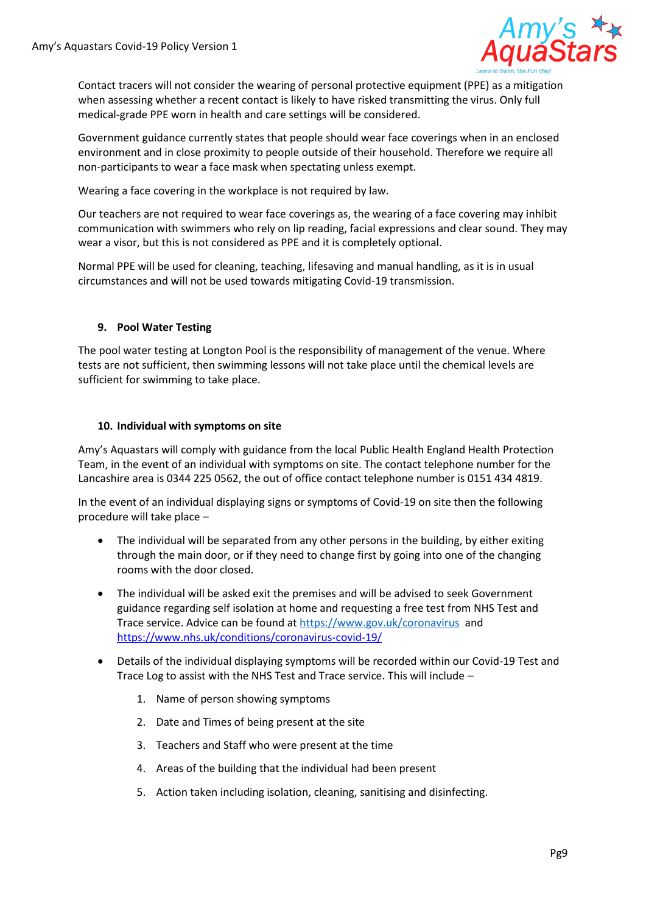Contact tracers will not consider the wearing of personal protective equipment (PPE) as a mitigation when assessing whether a recent contact is likely to have risked transmitting the virus. Only full medical-grade PPE worn in health and care settings will be considered.

Government guidance currently states that people should wear face coverings when in an enclosed environment and in close proximity to people outside of their household. Therefore we require all non-participants to wear a face mask when spectating unless exempt.

Wearing a face covering in the workplace is not required by law.

Our teachers are not required to wear face coverings as, the wearing of a face covering may inhibit communication with swimmers who rely on lip reading, facial expressions and clear sound. They may wear a visor, but this is not considered as PPE and it is completely optional.

Normal PPE will be used for cleaning, teaching, lifesaving and manual handling, as it is in usual circumstances and will not be used towards mitigating Covid-19 transmission.

## 9. Pool Water Testing

The pool water testing at Longton Pool is the responsibility of management of the venue. Where tests are not sufficient, then swimming lessons will not take place until the chemical levels are sufficient for swimming to take place.

## 10. Individual with symptoms on site

Amy's Aquastars will comply with guidance from the local Public Health England Health Protection Team, in the event of an individual with symptoms on site. The contact telephone number for the Lancashire area is 0344 225 0562, the out of office contact telephone number is 0151 434 4819.

In the event of an individual displaying signs or symptoms of Covid-19 on site then the following procedure will take place –

- The individual will be separated from any other persons in the building, by either exiting through the main door, or if they need to change first by going into one of the changing rooms with the door closed.
- The individual will be asked exit the premises and will be advised to seek Government guidance regarding self isolation at home and requesting a free test from NHS Test and Trace service. Advice can be found at https://www.gov.uk/coronavirus and https://www.nhs.uk/conditions/coronavirus-covid-19/
- Details of the individual displaying symptoms will be recorded within our Covid-19 Test and Trace Log to assist with the NHS Test and Trace service. This will include –
    1. Name of person showing symptoms
    2. Date and Times of being present at the site
    3. Teachers and Staff who were present at the time
    4. Areas of the building that the individual had been present
    5. Action taken including isolation, cleaning, sanitising and disinfecting.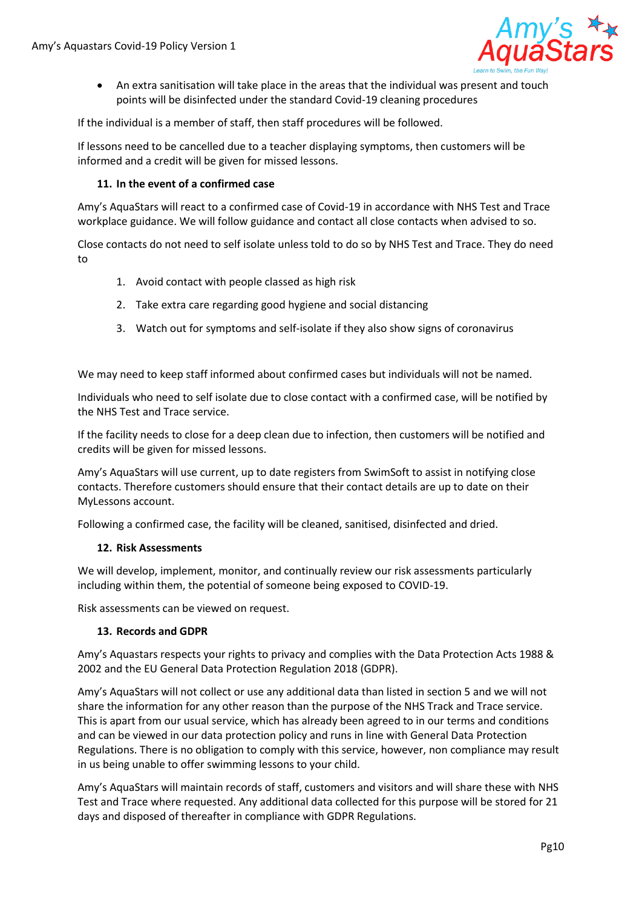- An extra sanitisation will take place in the areas that the individual was present and touch points will be disinfected under the standard Covid-19 cleaning procedures

If the individual is a member of staff, then staff procedures will be followed.

If lessons need to be cancelled due to a teacher displaying symptoms, then customers will be informed and a credit will be given for missed lessons.

## 11. In the event of a confirmed case

Amy's AquaStars will react to a confirmed case of Covid-19 in accordance with NHS Test and Trace workplace guidance. We will follow guidance and contact all close contacts when advised to so.

Close contacts do not need to self isolate unless told to do so by NHS Test and Trace. They do need to

1. Avoid contact with people classed as high risk
2. Take extra care regarding good hygiene and social distancing
3. Watch out for symptoms and self-isolate if they also show signs of coronavirus

We may need to keep staff informed about confirmed cases but individuals will not be named.

Individuals who need to self isolate due to close contact with a confirmed case, will be notified by the NHS Test and Trace service.

If the facility needs to close for a deep clean due to infection, then customers will be notified and credits will be given for missed lessons.

Amy's AquaStars will use current, up to date registers from SwimSoft to assist in notifying close contacts. Therefore customers should ensure that their contact details are up to date on their MyLessons account.

Following a confirmed case, the facility will be cleaned, sanitised, disinfected and dried.

## 12. Risk Assessments

We will develop, implement, monitor, and continually review our risk assessments particularly including within them, the potential of someone being exposed to COVID-19.

Risk assessments can be viewed on request.

## 13. Records and GDPR

Amy's Aquastars respects your rights to privacy and complies with the Data Protection Acts 1988 & 2002 and the EU General Data Protection Regulation 2018 (GDPR).

Amy's AquaStars will not collect or use any additional data than listed in section 5 and we will not share the information for any other reason than the purpose of the NHS Track and Trace service. This is apart from our usual service, which has already been agreed to in our terms and conditions and can be viewed in our data protection policy and runs in line with General Data Protection Regulations. There is no obligation to comply with this service, however, non compliance may result in us being unable to offer swimming lessons to your child.

Amy's AquaStars will maintain records of staff, customers and visitors and will share these with NHS Test and Trace where requested. Any additional data collected for this purpose will be stored for 21 days and disposed of thereafter in compliance with GDPR Regulations.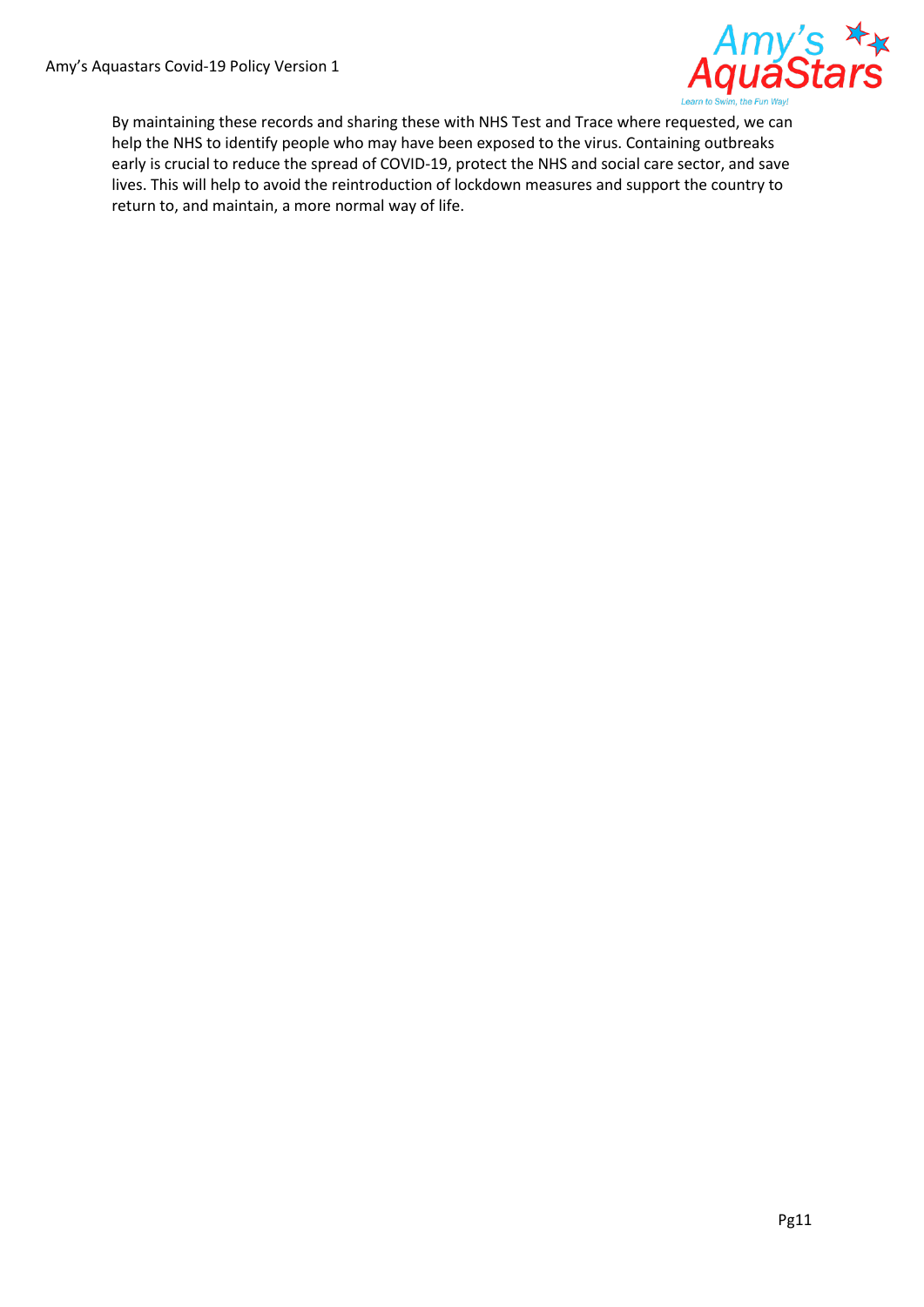By maintaining these records and sharing these with NHS Test and Trace where requested, we can help the NHS to identify people who may have been exposed to the virus. Containing outbreaks early is crucial to reduce the spread of COVID-19, protect the NHS and social care sector, and save lives. This will help to avoid the reintroduction of lockdown measures and support the country to return to, and maintain, a more normal way of life.